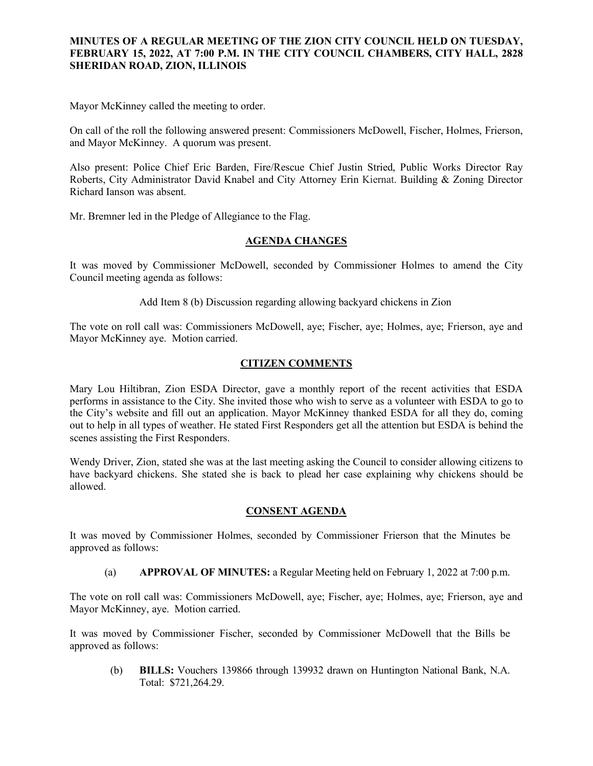# MINUTES OF A REGULAR MEETING OF THE ZION CITY COUNCIL HELD ON TUESDAY, FEBRUARY 15, 2022, AT 7:00 P.M. IN THE CITY COUNCIL CHAMBERS, CITY HALL, 2828 SHERIDAN ROAD, ZION, ILLINOIS

Mayor McKinney called the meeting to order.

On call of the roll the following answered present: Commissioners McDowell, Fischer, Holmes, Frierson, and Mayor McKinney. A quorum was present.

Also present: Police Chief Eric Barden, Fire/Rescue Chief Justin Stried, Public Works Director Ray Roberts, City Administrator David Knabel and City Attorney Erin Kiernat. Building & Zoning Director Richard Ianson was absent.

Mr. Bremner led in the Pledge of Allegiance to the Flag.

## AGENDA CHANGES

It was moved by Commissioner McDowell, seconded by Commissioner Holmes to amend the City Council meeting agenda as follows:

Add Item 8 (b) Discussion regarding allowing backyard chickens in Zion

The vote on roll call was: Commissioners McDowell, aye; Fischer, aye; Holmes, aye; Frierson, aye and Mayor McKinney aye. Motion carried.

## CITIZEN COMMENTS

Mary Lou Hiltibran, Zion ESDA Director, gave a monthly report of the recent activities that ESDA performs in assistance to the City. She invited those who wish to serve as a volunteer with ESDA to go to the City's website and fill out an application. Mayor McKinney thanked ESDA for all they do, coming out to help in all types of weather. He stated First Responders get all the attention but ESDA is behind the scenes assisting the First Responders.

Wendy Driver, Zion, stated she was at the last meeting asking the Council to consider allowing citizens to have backyard chickens. She stated she is back to plead her case explaining why chickens should be allowed.

## CONSENT AGENDA

It was moved by Commissioner Holmes, seconded by Commissioner Frierson that the Minutes be approved as follows:

(a) **APPROVAL OF MINUTES:** a Regular Meeting held on February 1, 2022 at 7:00 p.m.

The vote on roll call was: Commissioners McDowell, aye; Fischer, aye; Holmes, aye; Frierson, aye and Mayor McKinney, aye. Motion carried.

It was moved by Commissioner Fischer, seconded by Commissioner McDowell that the Bills be approved as follows:

(b) **BILLS:** Vouchers 139866 through 139932 drawn on Huntington National Bank, N.A. Total: $721,264.29.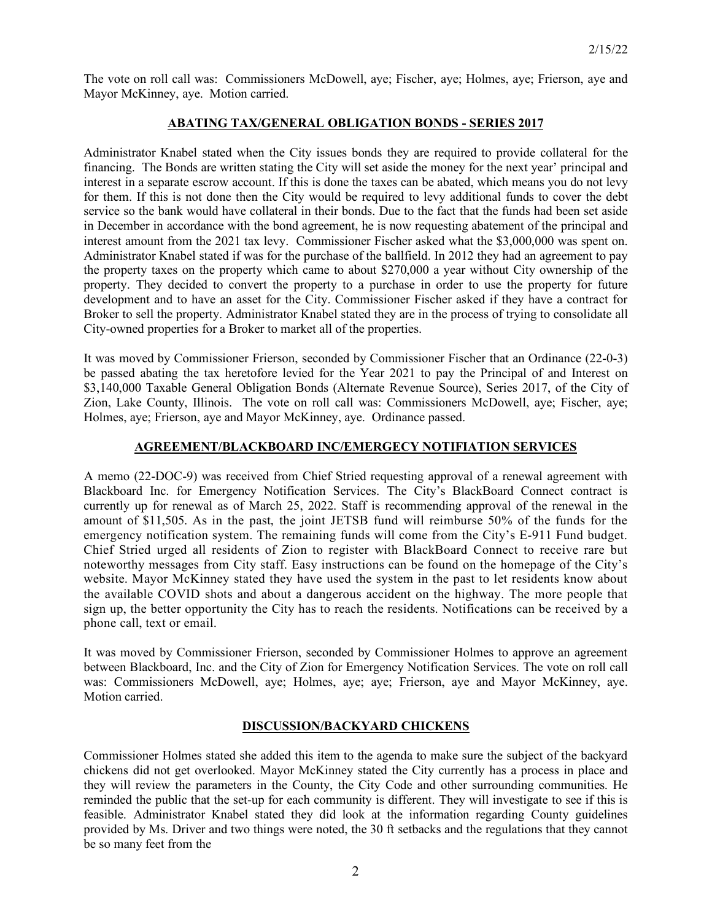The vote on roll call was: Commissioners McDowell, aye; Fischer, aye; Holmes, aye; Frierson, aye and Mayor McKinney, aye. Motion carried.

## ABATING TAX/GENERAL OBLIGATION BONDS - SERIES 2017

Administrator Knabel stated when the City issues bonds they are required to provide collateral for the financing. The Bonds are written stating the City will set aside the money for the next year' principal and interest in a separate escrow account. If this is done the taxes can be abated, which means you do not levy for them. If this is not done then the City would be required to levy additional funds to cover the debt service so the bank would have collateral in their bonds. Due to the fact that the funds had been set aside in December in accordance with the bond agreement, he is now requesting abatement of the principal and interest amount from the 2021 tax levy. Commissioner Fischer asked what the $3,000,000 was spent on. Administrator Knabel stated if was for the purchase of the ballfield. In 2012 they had an agreement to pay the property taxes on the property which came to about $270,000 a year without City ownership of the property. They decided to convert the property to a purchase in order to use the property for future development and to have an asset for the City. Commissioner Fischer asked if they have a contract for Broker to sell the property. Administrator Knabel stated they are in the process of trying to consolidate all City-owned properties for a Broker to market all of the properties.

It was moved by Commissioner Frierson, seconded by Commissioner Fischer that an Ordinance (22-0-3) be passed abating the tax heretofore levied for the Year 2021 to pay the Principal of and Interest on $3,140,000 Taxable General Obligation Bonds (Alternate Revenue Source), Series 2017, of the City of Zion, Lake County, Illinois. The vote on roll call was: Commissioners McDowell, aye; Fischer, aye; Holmes, aye; Frierson, aye and Mayor McKinney, aye. Ordinance passed.

## AGREEMENT/BLACKBOARD INC/EMERGECY NOTIFIATION SERVICES

A memo (22-DOC-9) was received from Chief Stried requesting approval of a renewal agreement with Blackboard Inc. for Emergency Notification Services. The City's BlackBoard Connect contract is currently up for renewal as of March 25, 2022. Staff is recommending approval of the renewal in the amount of $11,505. As in the past, the joint JETSB fund will reimburse 50% of the funds for the emergency notification system. The remaining funds will come from the City's E-911 Fund budget. Chief Stried urged all residents of Zion to register with BlackBoard Connect to receive rare but noteworthy messages from City staff. Easy instructions can be found on the homepage of the City's website. Mayor McKinney stated they have used the system in the past to let residents know about the available COVID shots and about a dangerous accident on the highway. The more people that sign up, the better opportunity the City has to reach the residents. Notifications can be received by a phone call, text or email.

It was moved by Commissioner Frierson, seconded by Commissioner Holmes to approve an agreement between Blackboard, Inc. and the City of Zion for Emergency Notification Services. The vote on roll call was: Commissioners McDowell, aye; Holmes, aye; aye; Frierson, aye and Mayor McKinney, aye. Motion carried.

## DISCUSSION/BACKYARD CHICKENS

Commissioner Holmes stated she added this item to the agenda to make sure the subject of the backyard chickens did not get overlooked. Mayor McKinney stated the City currently has a process in place and they will review the parameters in the County, the City Code and other surrounding communities. He reminded the public that the set-up for each community is different. They will investigate to see if this is feasible. Administrator Knabel stated they did look at the information regarding County guidelines provided by Ms. Driver and two things were noted, the 30 ft setbacks and the regulations that they cannot be so many feet from the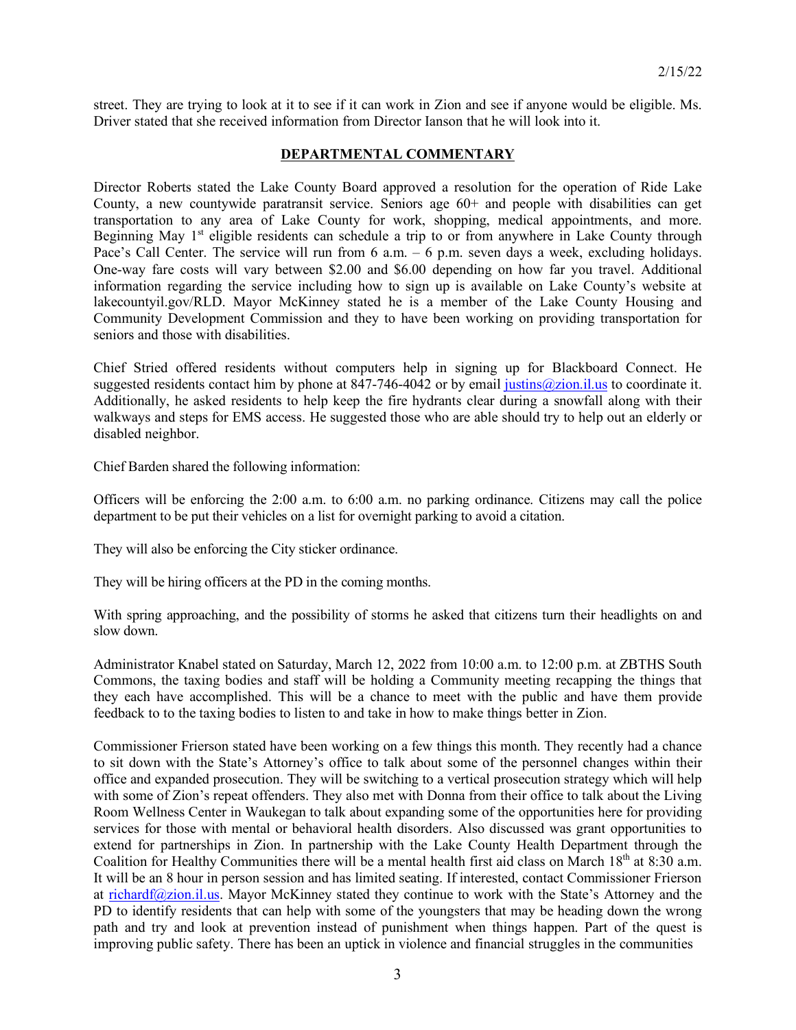street. They are trying to look at it to see if it can work in Zion and see if anyone would be eligible. Ms. Driver stated that she received information from Director Ianson that he will look into it.

## DEPARTMENTAL COMMENTARY

Director Roberts stated the Lake County Board approved a resolution for the operation of Ride Lake County, a new countywide paratransit service. Seniors age 60+ and people with disabilities can get transportation to any area of Lake County for work, shopping, medical appointments, and more. Beginning May 1st eligible residents can schedule a trip to or from anywhere in Lake County through Pace's Call Center. The service will run from 6 a.m. – 6 p.m. seven days a week, excluding holidays. One-way fare costs will vary between $2.00 and $6.00 depending on how far you travel. Additional information regarding the service including how to sign up is available on Lake County's website at lakecountyil.gov/RLD. Mayor McKinney stated he is a member of the Lake County Housing and Community Development Commission and they to have been working on providing transportation for seniors and those with disabilities.

Chief Stried offered residents without computers help in signing up for Blackboard Connect. He suggested residents contact him by phone at 847-746-4042 or by email justins@zion.il.us to coordinate it. Additionally, he asked residents to help keep the fire hydrants clear during a snowfall along with their walkways and steps for EMS access. He suggested those who are able should try to help out an elderly or disabled neighbor.

Chief Barden shared the following information:

Officers will be enforcing the 2:00 a.m. to 6:00 a.m. no parking ordinance. Citizens may call the police department to be put their vehicles on a list for overnight parking to avoid a citation.

They will also be enforcing the City sticker ordinance.

They will be hiring officers at the PD in the coming months.

With spring approaching, and the possibility of storms he asked that citizens turn their headlights on and slow down.

Administrator Knabel stated on Saturday, March 12, 2022 from 10:00 a.m. to 12:00 p.m. at ZBTHS South Commons, the taxing bodies and staff will be holding a Community meeting recapping the things that they each have accomplished. This will be a chance to meet with the public and have them provide feedback to to the taxing bodies to listen to and take in how to make things better in Zion.

Commissioner Frierson stated have been working on a few things this month. They recently had a chance to sit down with the State's Attorney's office to talk about some of the personnel changes within their office and expanded prosecution. They will be switching to a vertical prosecution strategy which will help with some of Zion's repeat offenders. They also met with Donna from their office to talk about the Living Room Wellness Center in Waukegan to talk about expanding some of the opportunities here for providing services for those with mental or behavioral health disorders. Also discussed was grant opportunities to extend for partnerships in Zion. In partnership with the Lake County Health Department through the Coalition for Healthy Communities there will be a mental health first aid class on March 18th at 8:30 a.m. It will be an 8 hour in person session and has limited seating. If interested, contact Commissioner Frierson at richardf@zion.il.us. Mayor McKinney stated they continue to work with the State's Attorney and the PD to identify residents that can help with some of the youngsters that may be heading down the wrong path and try and look at prevention instead of punishment when things happen. Part of the quest is improving public safety. There has been an uptick in violence and financial struggles in the communities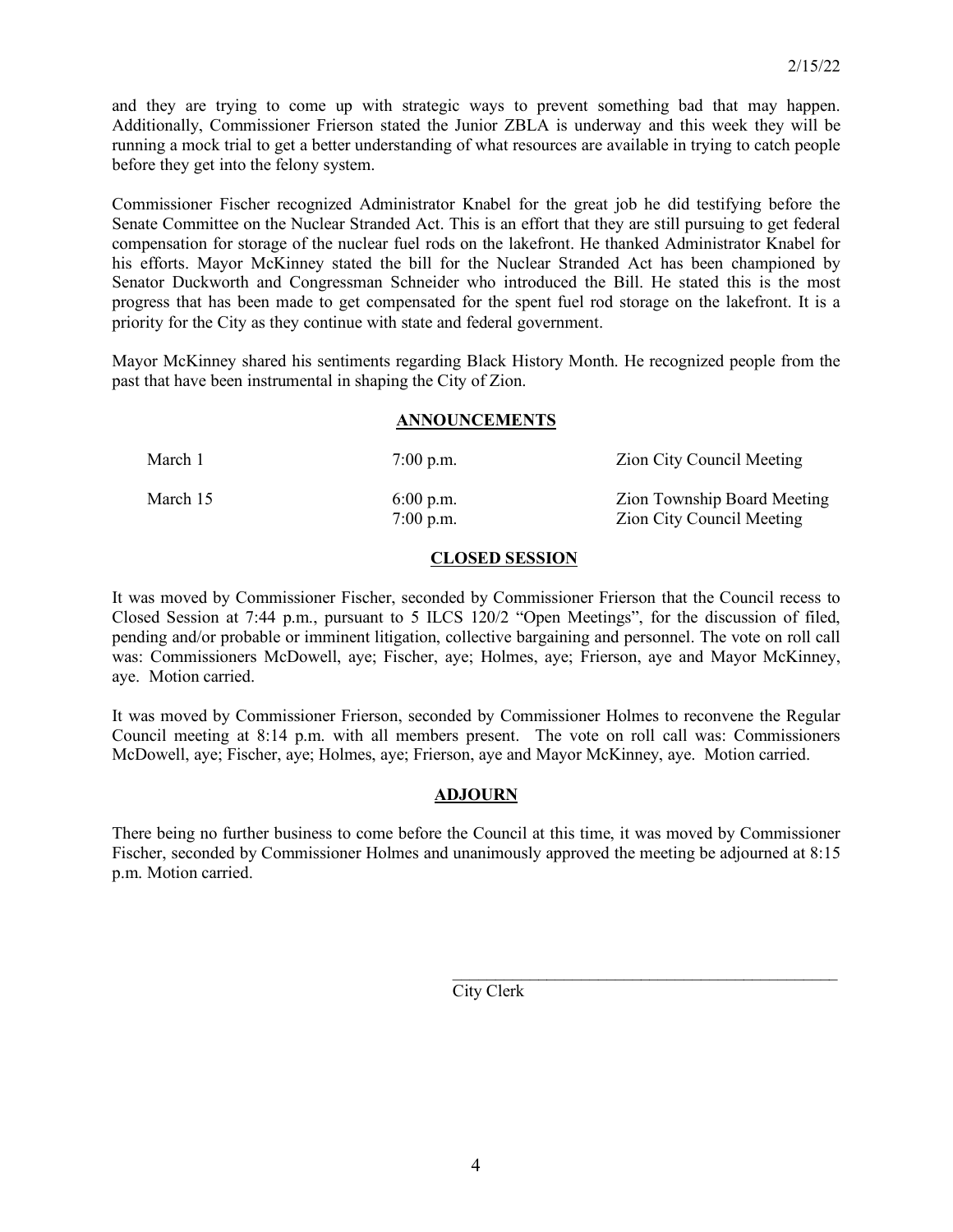and they are trying to come up with strategic ways to prevent something bad that may happen. Additionally, Commissioner Frierson stated the Junior ZBLA is underway and this week they will be running a mock trial to get a better understanding of what resources are available in trying to catch people before they get into the felony system.

Commissioner Fischer recognized Administrator Knabel for the great job he did testifying before the Senate Committee on the Nuclear Stranded Act. This is an effort that they are still pursuing to get federal compensation for storage of the nuclear fuel rods on the lakefront. He thanked Administrator Knabel for his efforts. Mayor McKinney stated the bill for the Nuclear Stranded Act has been championed by Senator Duckworth and Congressman Schneider who introduced the Bill. He stated this is the most progress that has been made to get compensated for the spent fuel rod storage on the lakefront. It is a priority for the City as they continue with state and federal government.

Mayor McKinney shared his sentiments regarding Black History Month. He recognized people from the past that have been instrumental in shaping the City of Zion.

## ANNOUNCEMENTS

| | | |
|---|---|---|
| March 1 | 7:00 p.m. | Zion City Council Meeting |
| March 15 | 6:00 p.m. | Zion Township Board Meeting |
| | 7:00 p.m. | Zion City Council Meeting |

## CLOSED SESSION

It was moved by Commissioner Fischer, seconded by Commissioner Frierson that the Council recess to Closed Session at 7:44 p.m., pursuant to 5 ILCS 120/2 "Open Meetings", for the discussion of filed, pending and/or probable or imminent litigation, collective bargaining and personnel. The vote on roll call was: Commissioners McDowell, aye; Fischer, aye; Holmes, aye; Frierson, aye and Mayor McKinney, aye. Motion carried.

It was moved by Commissioner Frierson, seconded by Commissioner Holmes to reconvene the Regular Council meeting at 8:14 p.m. with all members present. The vote on roll call was: Commissioners McDowell, aye; Fischer, aye; Holmes, aye; Frierson, aye and Mayor McKinney, aye. Motion carried.

## ADJOURN

There being no further business to come before the Council at this time, it was moved by Commissioner Fischer, seconded by Commissioner Holmes and unanimously approved the meeting be adjourned at 8:15 p.m. Motion carried.

\_\_\_\_\_\_\_\_\_\_\_\_\_\_\_\_\_\_\_\_\_\_\_\_\_\_\_\_\_\_\_\_\_\_\_\_\_\_\_\_

City Clerk